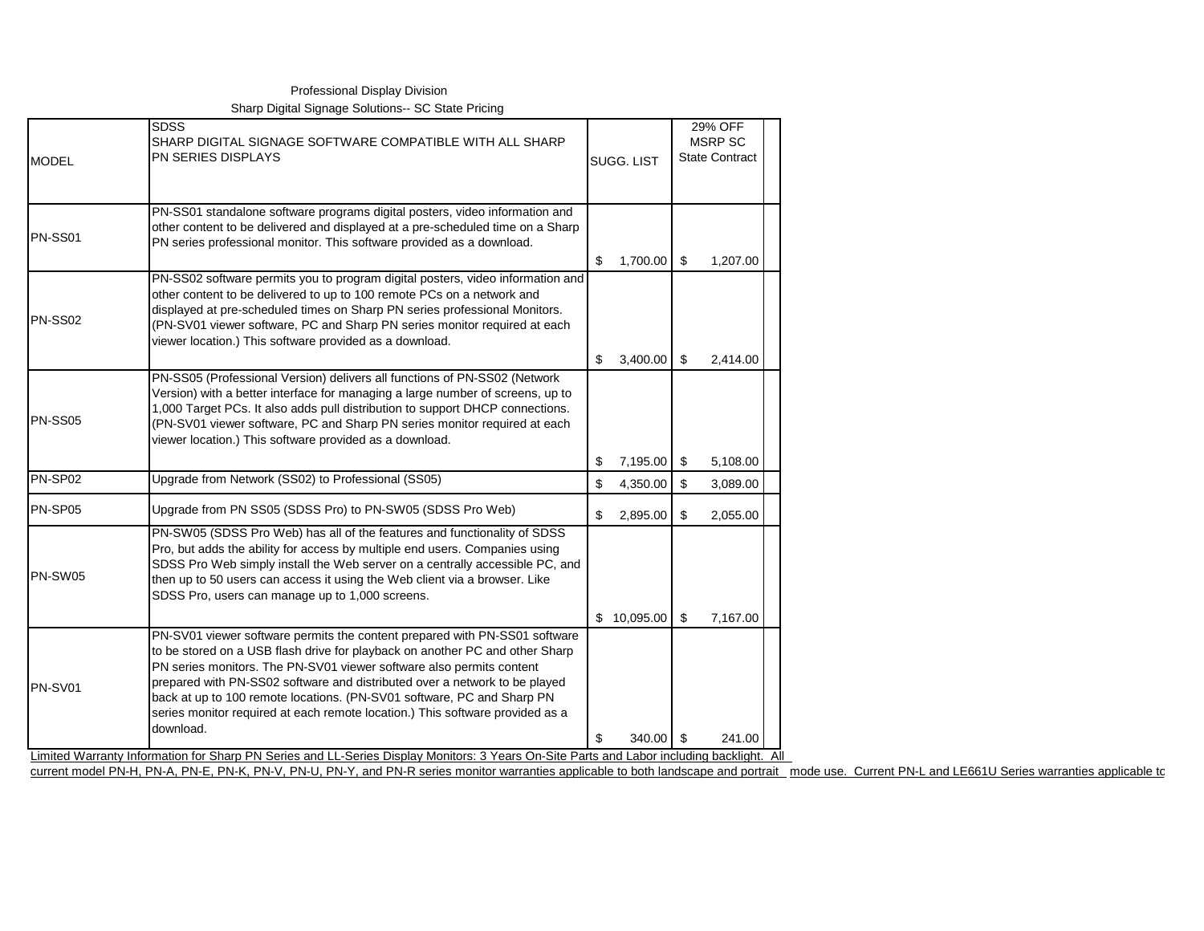Professional Display Division

Sharp Digital Signage Solutions-- SC State Pricing

| MODEL | SDSS<br>SHARP DIGITAL SIGNAGE SOFTWARE COMPATIBLE WITH ALL SHARP PN SERIES DISPLAYS | SUGG. LIST | 29% OFF MSRP SC State Contract |
|---|---|---|---|
| PN-SS01 | PN-SS01 standalone software programs digital posters, video information and other content to be delivered and displayed at a pre-scheduled time on a Sharp PN series professional monitor. This software provided as a download. | $ 1,700.00 | $ 1,207.00 |
| PN-SS02 | PN-SS02 software permits you to program digital posters, video information and other content to be delivered to up to 100 remote PCs on a network and displayed at pre-scheduled times on Sharp PN series professional Monitors. (PN-SV01 viewer software, PC and Sharp PN series monitor required at each viewer location.) This software provided as a download. | $ 3,400.00 | $ 2,414.00 |
| PN-SS05 | PN-SS05 (Professional Version) delivers all functions of PN-SS02 (Network Version) with a better interface for managing a large number of screens, up to 1,000 Target PCs. It also adds pull distribution to support DHCP connections. (PN-SV01 viewer software, PC and Sharp PN series monitor required at each viewer location.) This software provided as a download. | $ 7,195.00 | $ 5,108.00 |
| PN-SP02 | Upgrade from Network (SS02) to Professional (SS05) | $ 4,350.00 | $ 3,089.00 |
| PN-SP05 | Upgrade from PN SS05 (SDSS Pro) to PN-SW05 (SDSS Pro Web) | $ 2,895.00 | $ 2,055.00 |
| PN-SW05 | PN-SW05 (SDSS Pro Web) has all of the features and functionality of SDSS Pro, but adds the ability for access by multiple end users. Companies using SDSS Pro Web simply install the Web server on a centrally accessible PC, and then up to 50 users can access it using the Web client via a browser. Like SDSS Pro, users can manage up to 1,000 screens. | $ 10,095.00 | $ 7,167.00 |
| PN-SV01 | PN-SV01 viewer software permits the content prepared with PN-SS01 software to be stored on a USB flash drive for playback on another PC and other Sharp PN series monitors. The PN-SV01 viewer software also permits content prepared with PN-SS02 software and distributed over a network to be played back at up to 100 remote locations. (PN-SV01 software, PC and Sharp PN series monitor required at each remote location.) This software provided as a download. | $ 340.00 | $ 241.00 |

Limited Warranty Information for Sharp PN Series and LL-Series Display Monitors: 3 Years On-Site Parts and Labor including backlight. All current model PN-H, PN-A, PN-E, PN-K, PN-V, PN-U, PN-Y, and PN-R series monitor warranties applicable to both landscape and portrait mode use. Current PN-L and LE661U Series warranties applicable to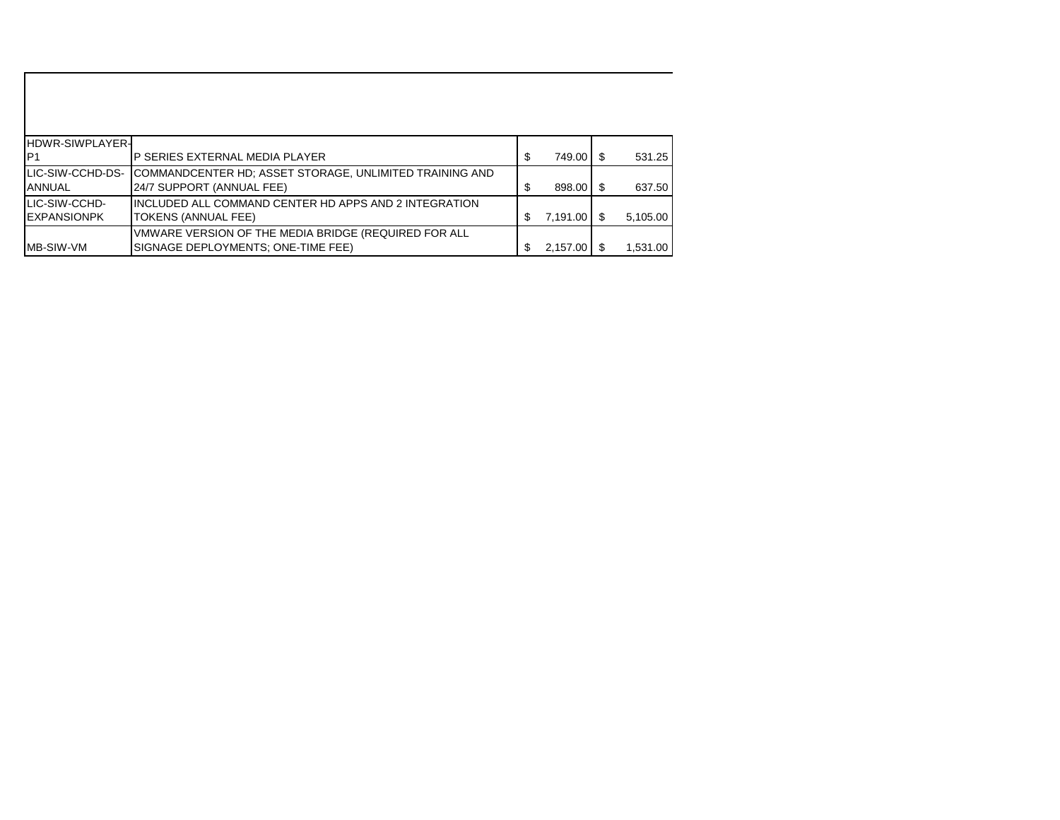| | | | |
|---|---|---|---|
| HDWR-SIWPLAYER-P1 | P SERIES EXTERNAL MEDIA PLAYER | $ 749.00 | $ 531.25 |
| LIC-SIW-CCHD-DS-ANNUAL | COMMANDCENTER HD; ASSET STORAGE, UNLIMITED TRAINING AND 24/7 SUPPORT (ANNUAL FEE) | $ 898.00 | $ 637.50 |
| LIC-SIW-CCHD-EXPANSIONPK | INCLUDED ALL COMMAND CENTER HD APPS AND 2 INTEGRATION TOKENS (ANNUAL FEE) | $ 7,191.00 | $ 5,105.00 |
| MB-SIW-VM | VMWARE VERSION OF THE MEDIA BRIDGE (REQUIRED FOR ALL SIGNAGE DEPLOYMENTS; ONE-TIME FEE) | $ 2,157.00 | $ 1,531.00 |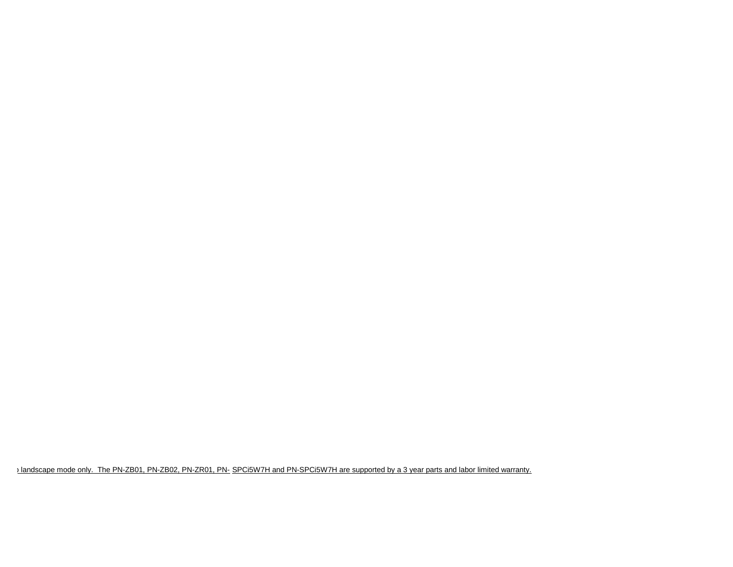landscape mode only. The PN-ZB01, PN-ZB02, PN-ZR01, PN- SPCi5W7H and PN-SPCi5W7H are supported by a 3 year parts and labor limited warranty.